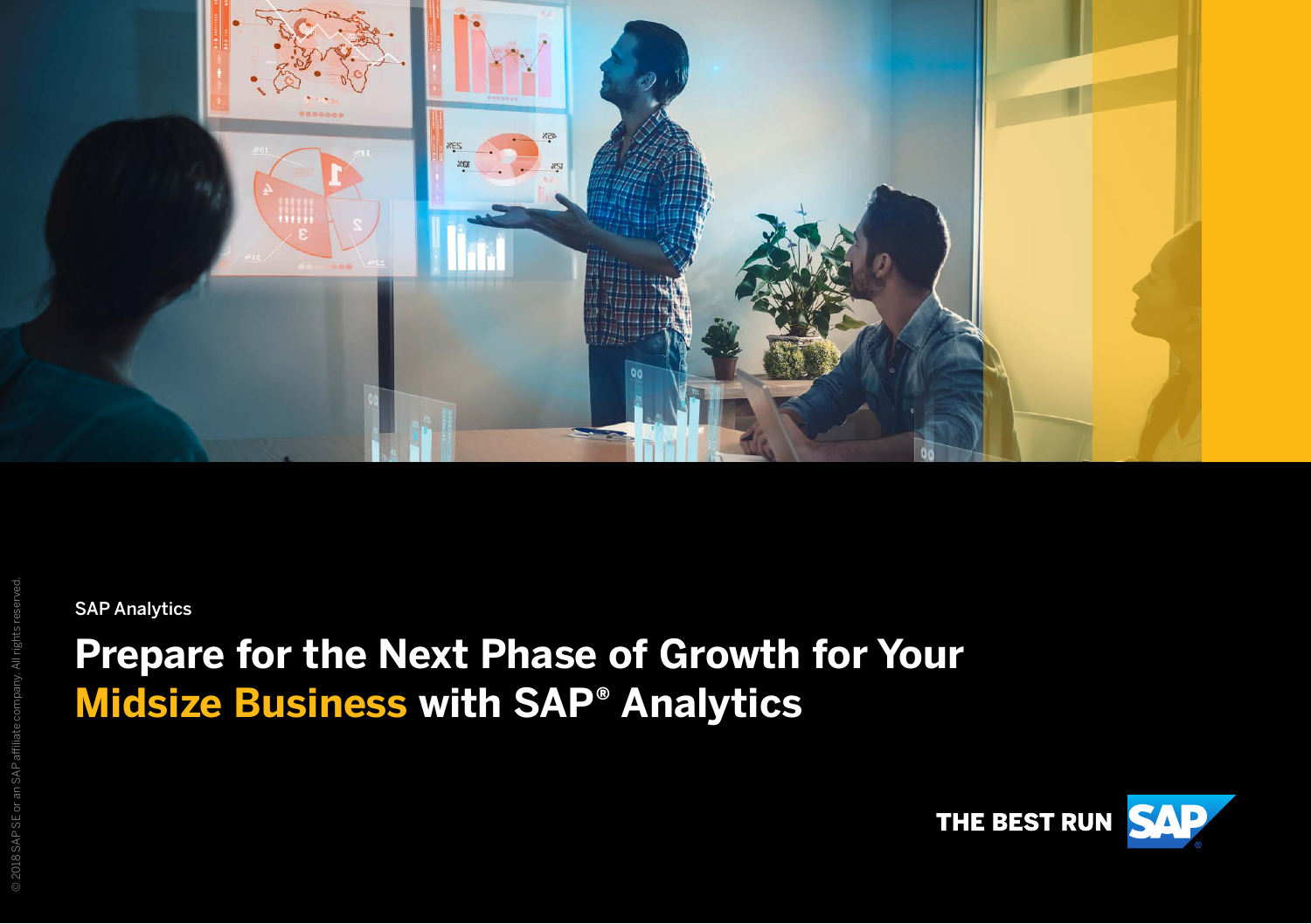SAP Analytics

# Prepare for the Next Phase of Growth for Your Midsize Business with SAP® Analytics

© 2018 SAP SE or an SAP affiliate company. All rights reserved.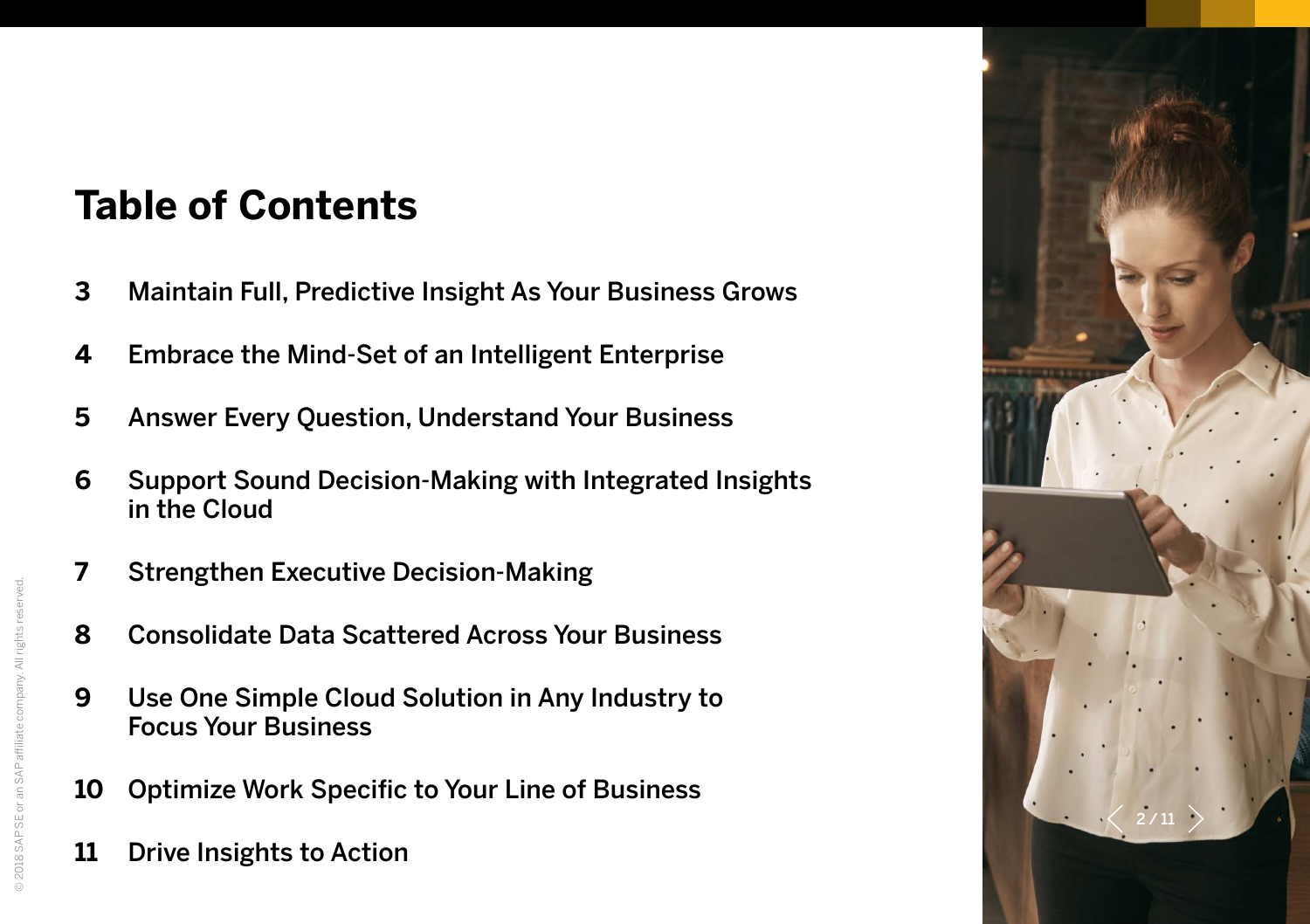# Table of Contents

- **3** Maintain Full, Predictive Insight As Your Business Grows
- **4** Embrace the Mind-Set of an Intelligent Enterprise
- **5** Answer Every Question, Understand Your Business
- **6** Support Sound Decision-Making with Integrated Insights in the Cloud
- **7** Strengthen Executive Decision-Making
- **8** Consolidate Data Scattered Across Your Business
- **9** Use One Simple Cloud Solution in Any Industry to Focus Your Business
- **10** Optimize Work Specific to Your Line of Business
- **11** Drive Insights to Action

© 2018 SAP SE or an SAP affiliate company. All rights reserved.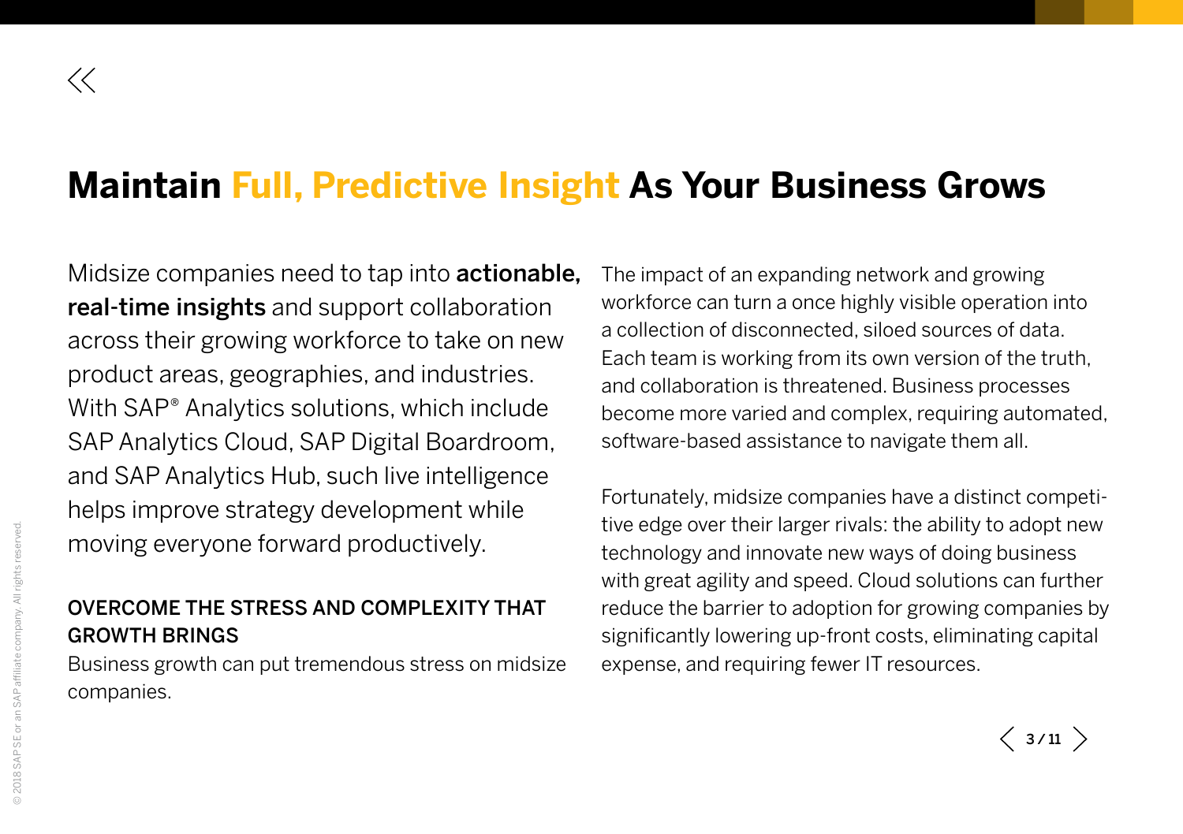# Maintain Full, Predictive Insight As Your Business Grows

Midsize companies need to tap into **actionable, real-time insights** and support collaboration across their growing workforce to take on new product areas, geographies, and industries. With SAP® Analytics solutions, which include SAP Analytics Cloud, SAP Digital Boardroom, and SAP Analytics Hub, such live intelligence helps improve strategy development while moving everyone forward productively.

## OVERCOME THE STRESS AND COMPLEXITY THAT GROWTH BRINGS

Business growth can put tremendous stress on midsize companies.

The impact of an expanding network and growing workforce can turn a once highly visible operation into a collection of disconnected, siloed sources of data. Each team is working from its own version of the truth, and collaboration is threatened. Business processes become more varied and complex, requiring automated, software-based assistance to navigate them all.

Fortunately, midsize companies have a distinct competitive edge over their larger rivals: the ability to adopt new technology and innovate new ways of doing business with great agility and speed. Cloud solutions can further reduce the barrier to adoption for growing companies by significantly lowering up-front costs, eliminating capital expense, and requiring fewer IT resources.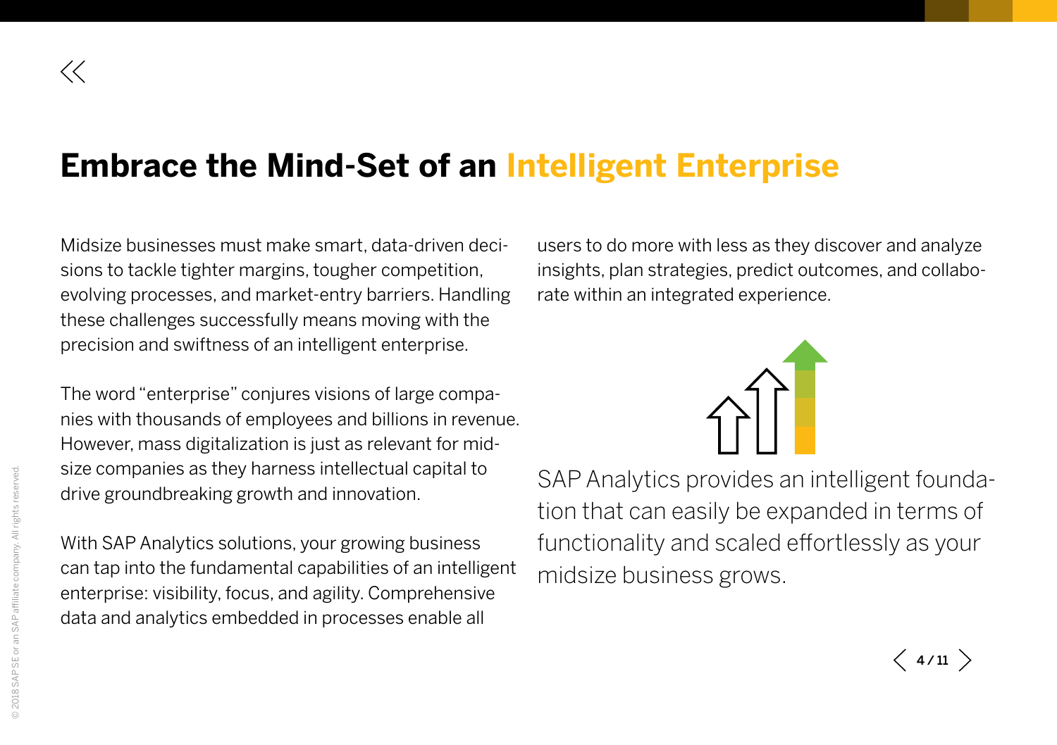# Embrace the Mind-Set of an Intelligent Enterprise

Midsize businesses must make smart, data-driven decisions to tackle tighter margins, tougher competition, evolving processes, and market-entry barriers. Handling these challenges successfully means moving with the precision and swiftness of an intelligent enterprise.

The word "enterprise" conjures visions of large companies with thousands of employees and billions in revenue. However, mass digitalization is just as relevant for midsize companies as they harness intellectual capital to drive groundbreaking growth and innovation.

With SAP Analytics solutions, your growing business can tap into the fundamental capabilities of an intelligent enterprise: visibility, focus, and agility. Comprehensive data and analytics embedded in processes enable all users to do more with less as they discover and analyze insights, plan strategies, predict outcomes, and collaborate within an integrated experience.

SAP Analytics provides an intelligent foundation that can easily be expanded in terms of functionality and scaled effortlessly as your midsize business grows.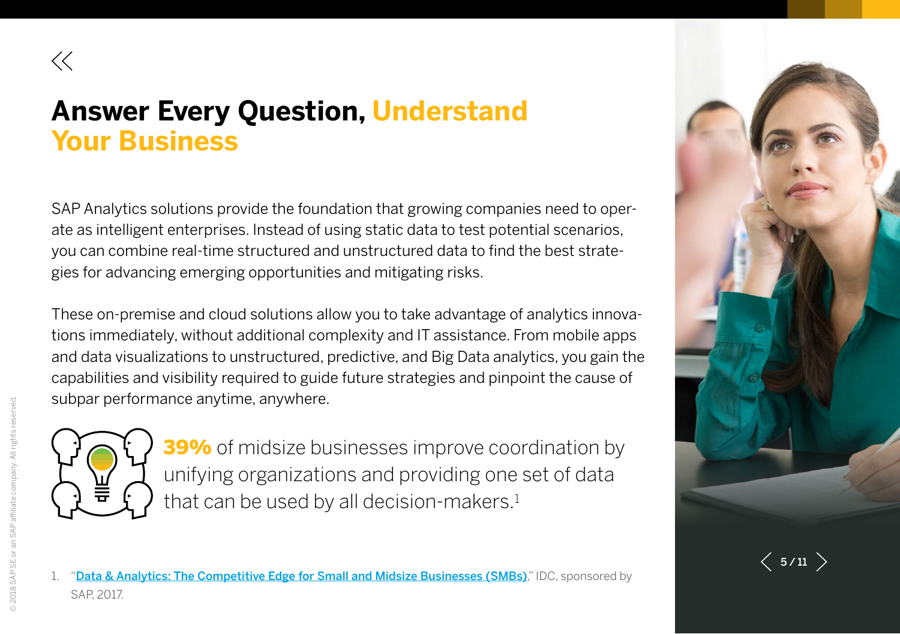# Answer Every Question, Understand Your Business

SAP Analytics solutions provide the foundation that growing companies need to operate as intelligent enterprises. Instead of using static data to test potential scenarios, you can combine real-time structured and unstructured data to find the best strategies for advancing emerging opportunities and mitigating risks.

These on-premise and cloud solutions allow you to take advantage of analytics innovations immediately, without additional complexity and IT assistance. From mobile apps and data visualizations to unstructured, predictive, and Big Data analytics, you gain the capabilities and visibility required to guide future strategies and pinpoint the cause of subpar performance anytime, anywhere.

**39%** of midsize businesses improve coordination by unifying organizations and providing one set of data that can be used by all decision-makers.[1]

1. "Data & Analytics: The Competitive Edge for Small and Midsize Businesses (SMBs)," IDC, sponsored by SAP, 2017.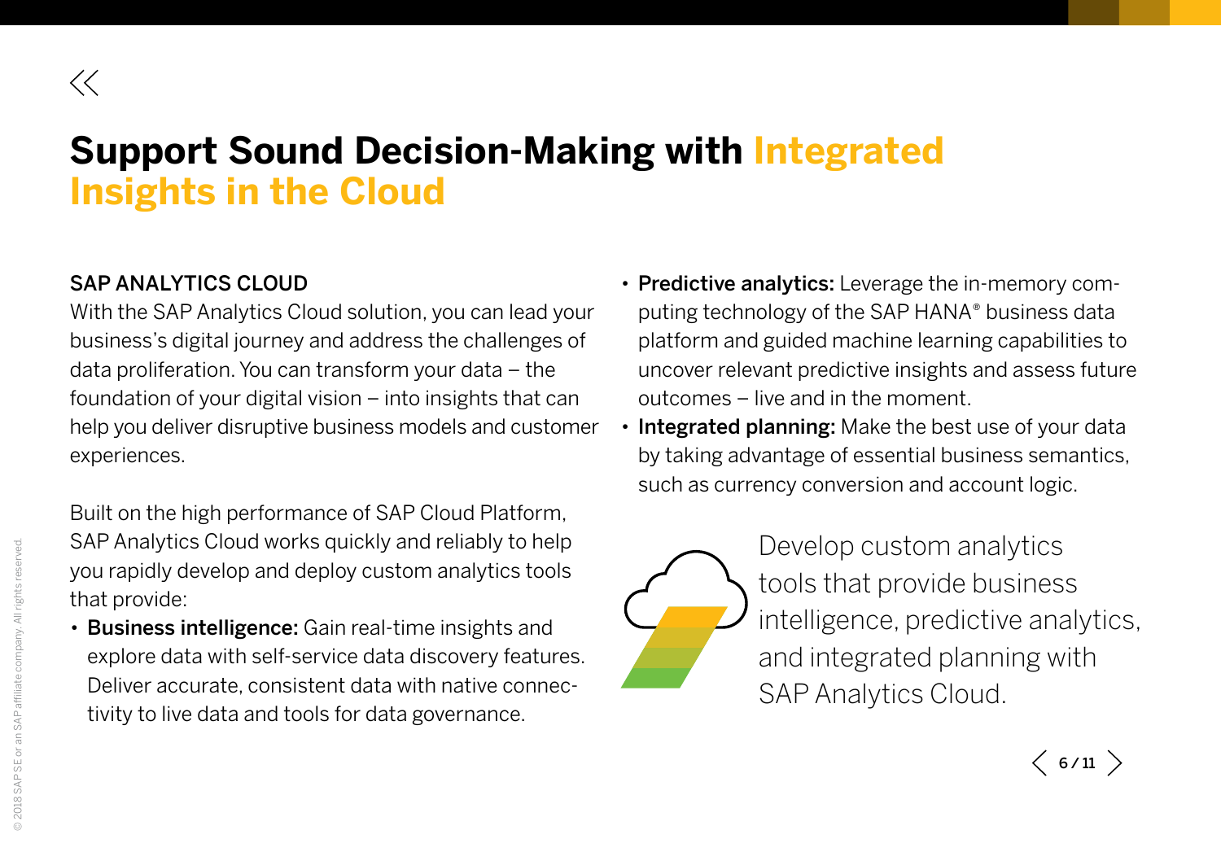# Support Sound Decision-Making with Integrated Insights in the Cloud

SAP ANALYTICS CLOUD

With the SAP Analytics Cloud solution, you can lead your business's digital journey and address the challenges of data proliferation. You can transform your data – the foundation of your digital vision – into insights that can help you deliver disruptive business models and customer experiences.

Built on the high performance of SAP Cloud Platform, SAP Analytics Cloud works quickly and reliably to help you rapidly develop and deploy custom analytics tools that provide:

- **Business intelligence:** Gain real-time insights and explore data with self-service data discovery features. Deliver accurate, consistent data with native connectivity to live data and tools for data governance.
- **Predictive analytics:** Leverage the in-memory computing technology of the SAP HANA® business data platform and guided machine learning capabilities to uncover relevant predictive insights and assess future outcomes – live and in the moment.
- **Integrated planning:** Make the best use of your data by taking advantage of essential business semantics, such as currency conversion and account logic.

Develop custom analytics tools that provide business intelligence, predictive analytics, and integrated planning with SAP Analytics Cloud.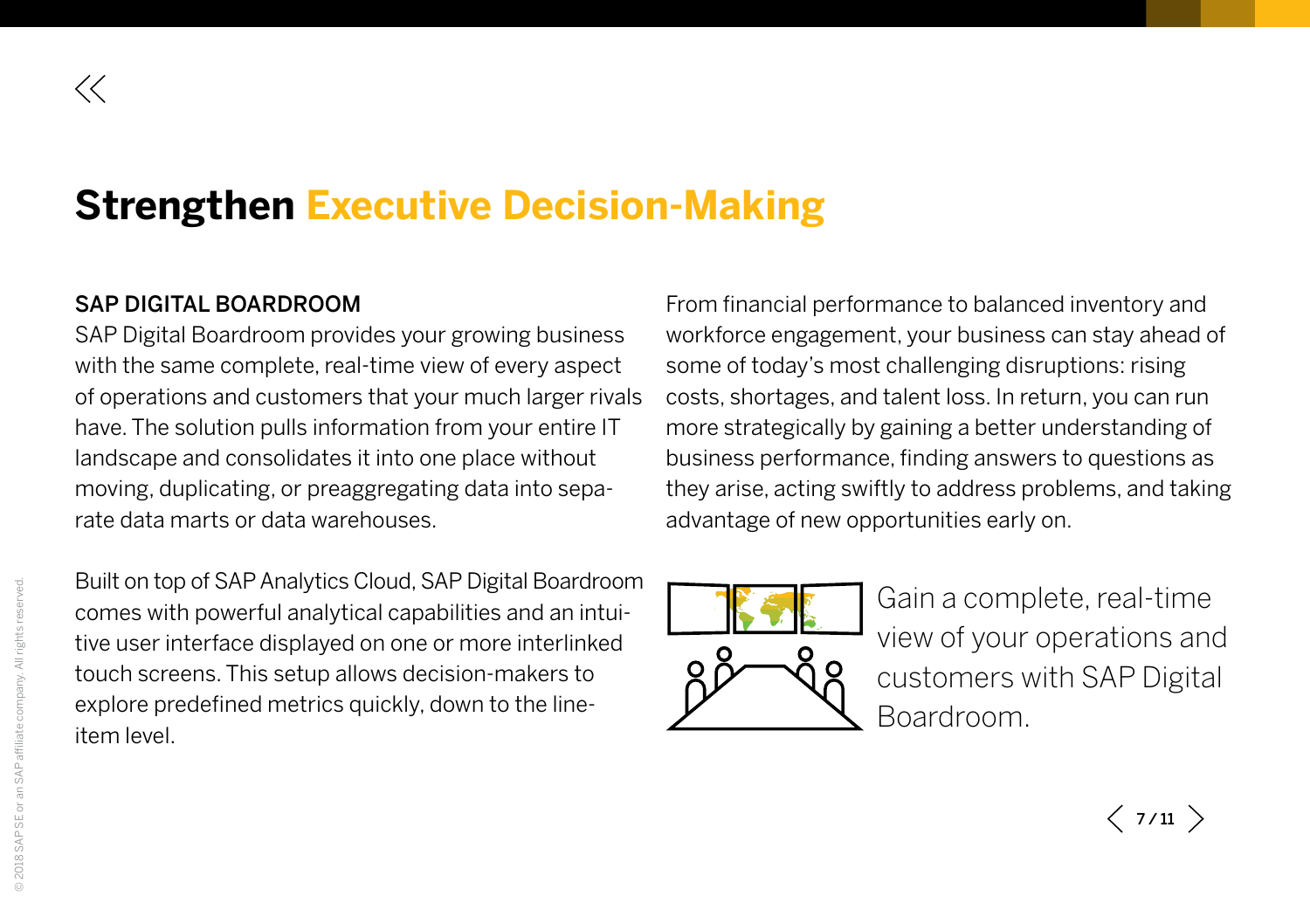# Strengthen Executive Decision-Making

### SAP DIGITAL BOARDROOM

SAP Digital Boardroom provides your growing business with the same complete, real-time view of every aspect of operations and customers that your much larger rivals have. The solution pulls information from your entire IT landscape and consolidates it into one place without moving, duplicating, or preaggregating data into separate data marts or data warehouses.

Built on top of SAP Analytics Cloud, SAP Digital Boardroom comes with powerful analytical capabilities and an intuitive user interface displayed on one or more interlinked touch screens. This setup allows decision-makers to explore predefined metrics quickly, down to the line-item level.

From financial performance to balanced inventory and workforce engagement, your business can stay ahead of some of today's most challenging disruptions: rising costs, shortages, and talent loss. In return, you can run more strategically by gaining a better understanding of business performance, finding answers to questions as they arise, acting swiftly to address problems, and taking advantage of new opportunities early on.

Gain a complete, real-time view of your operations and customers with SAP Digital Boardroom.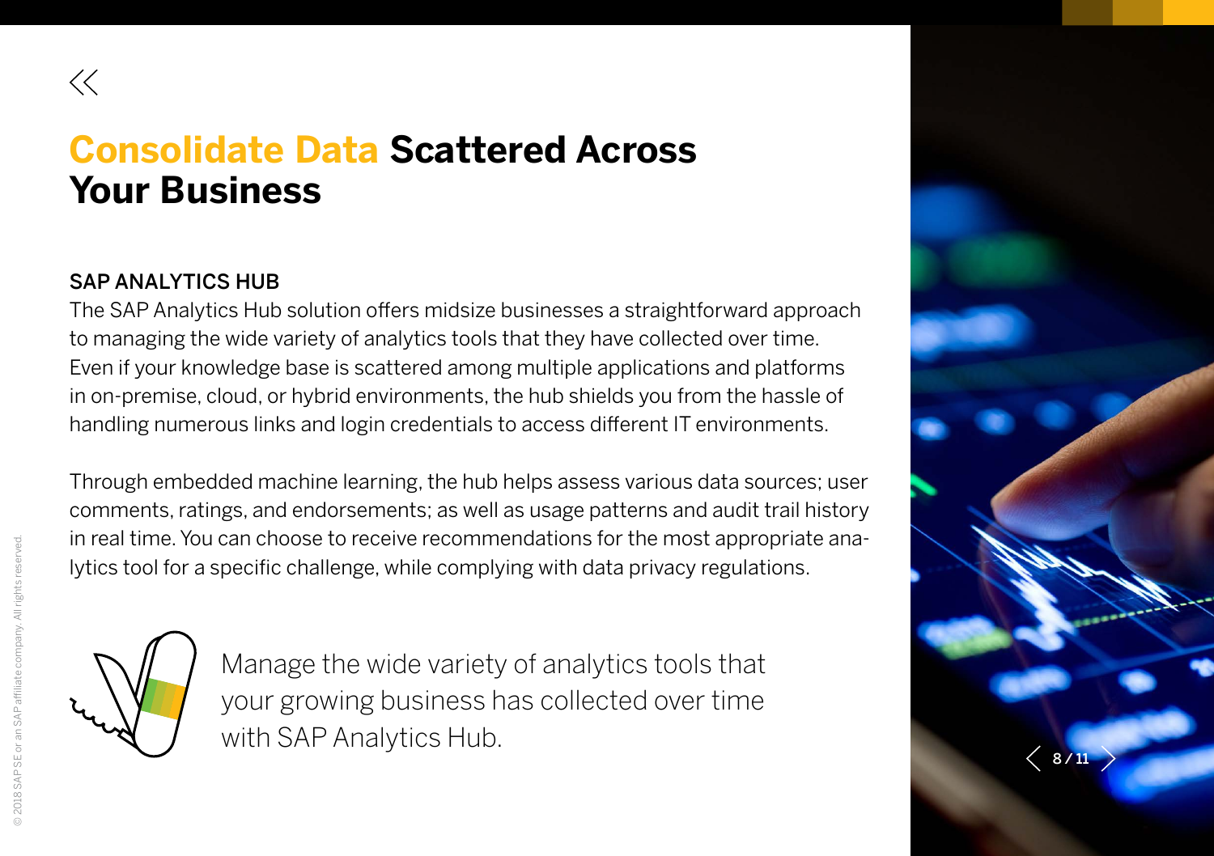# Consolidate Data Scattered Across Your Business

## SAP ANALYTICS HUB

The SAP Analytics Hub solution offers midsize businesses a straightforward approach to managing the wide variety of analytics tools that they have collected over time. Even if your knowledge base is scattered among multiple applications and platforms in on-premise, cloud, or hybrid environments, the hub shields you from the hassle of handling numerous links and login credentials to access different IT environments.

Through embedded machine learning, the hub helps assess various data sources; user comments, ratings, and endorsements; as well as usage patterns and audit trail history in real time. You can choose to receive recommendations for the most appropriate analytics tool for a specific challenge, while complying with data privacy regulations.

Manage the wide variety of analytics tools that your growing business has collected over time with SAP Analytics Hub.

© 2018 SAP SE or an SAP affiliate company. All rights reserved.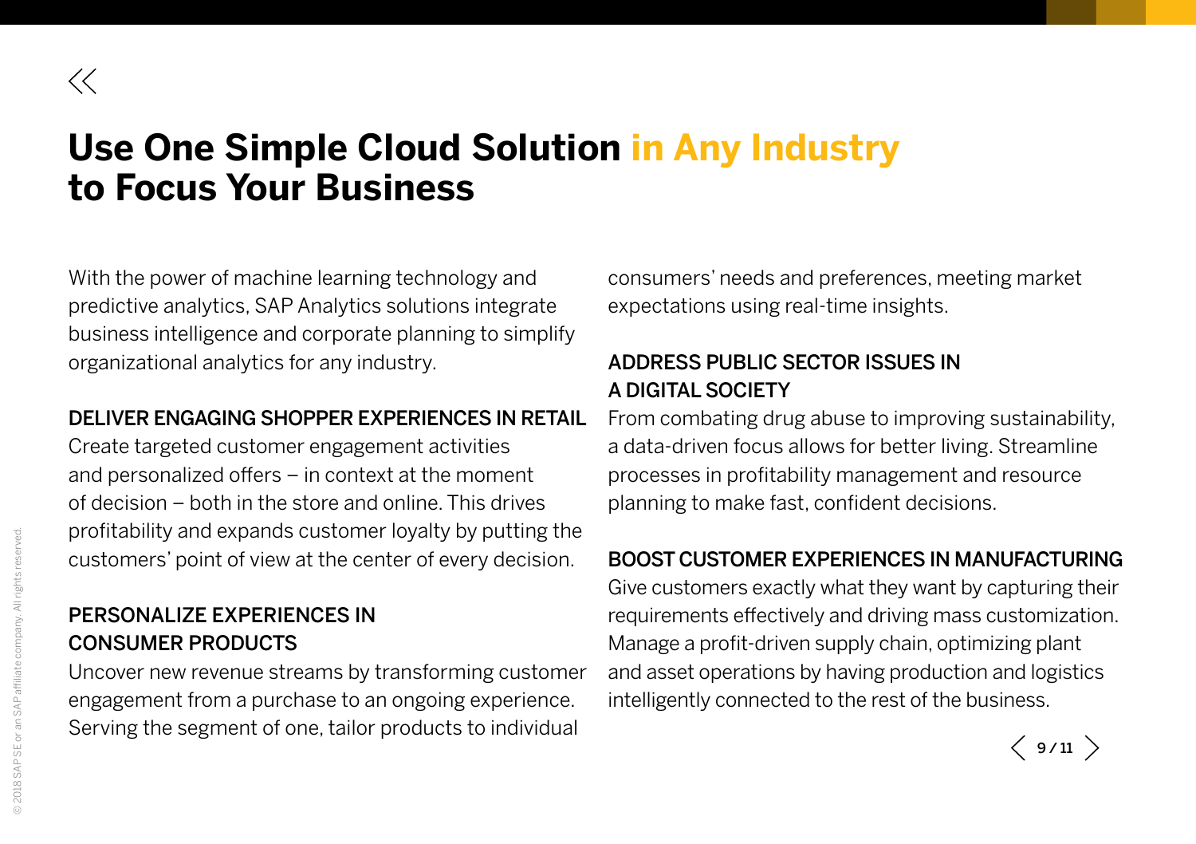# Use One Simple Cloud Solution in Any Industry to Focus Your Business

With the power of machine learning technology and predictive analytics, SAP Analytics solutions integrate business intelligence and corporate planning to simplify organizational analytics for any industry.

### DELIVER ENGAGING SHOPPER EXPERIENCES IN RETAIL

Create targeted customer engagement activities and personalized offers – in context at the moment of decision – both in the store and online. This drives profitability and expands customer loyalty by putting the customers' point of view at the center of every decision.

### PERSONALIZE EXPERIENCES IN CONSUMER PRODUCTS

Uncover new revenue streams by transforming customer engagement from a purchase to an ongoing experience. Serving the segment of one, tailor products to individual consumers' needs and preferences, meeting market expectations using real-time insights.

### ADDRESS PUBLIC SECTOR ISSUES IN A DIGITAL SOCIETY

From combating drug abuse to improving sustainability, a data-driven focus allows for better living. Streamline processes in profitability management and resource planning to make fast, confident decisions.

### BOOST CUSTOMER EXPERIENCES IN MANUFACTURING

Give customers exactly what they want by capturing their requirements effectively and driving mass customization. Manage a profit-driven supply chain, optimizing plant and asset operations by having production and logistics intelligently connected to the rest of the business.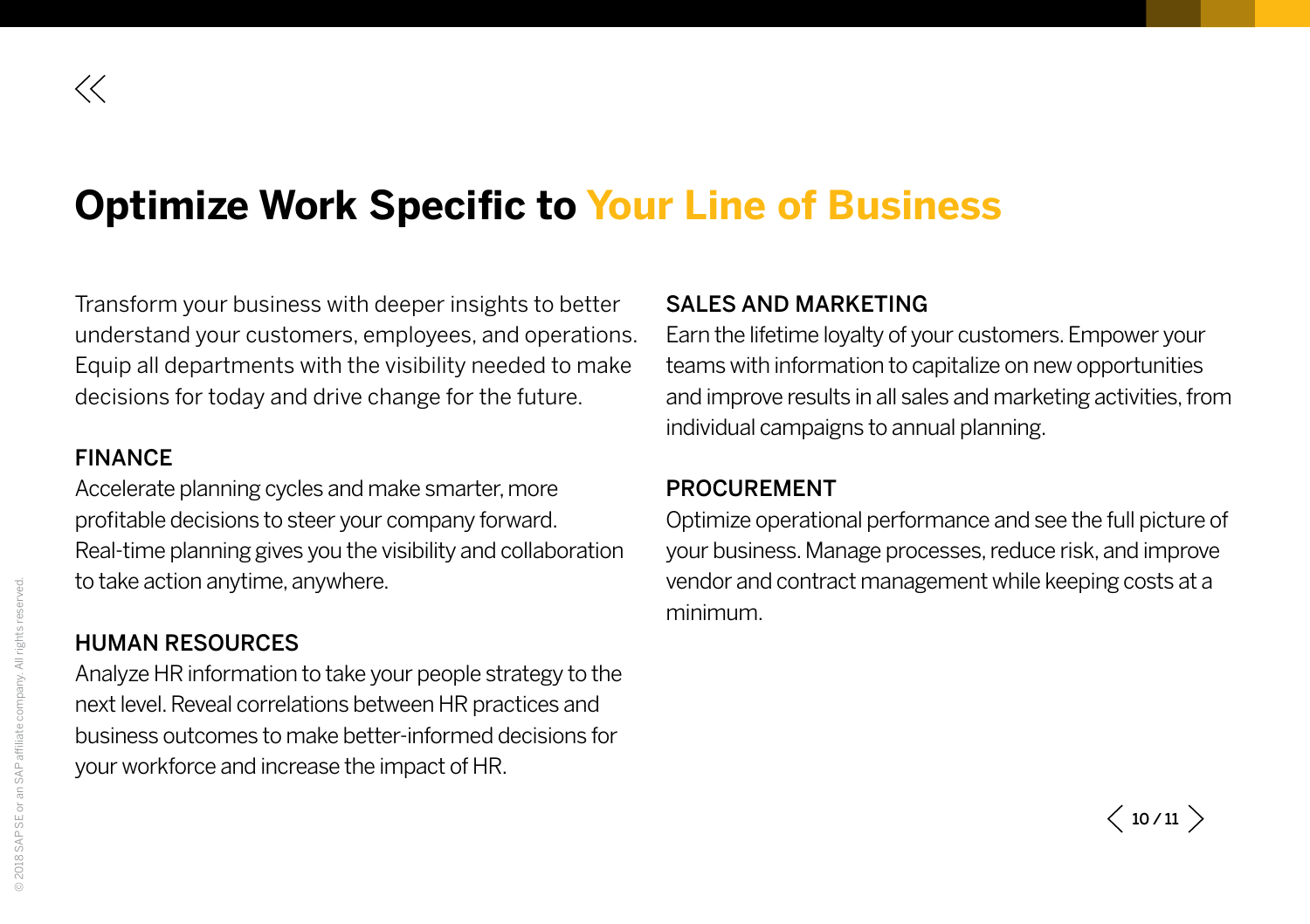# Optimize Work Specific to Your Line of Business

Transform your business with deeper insights to better understand your customers, employees, and operations. Equip all departments with the visibility needed to make decisions for today and drive change for the future.

### FINANCE

Accelerate planning cycles and make smarter, more profitable decisions to steer your company forward. Real-time planning gives you the visibility and collaboration to take action anytime, anywhere.

### HUMAN RESOURCES

Analyze HR information to take your people strategy to the next level. Reveal correlations between HR practices and business outcomes to make better-informed decisions for your workforce and increase the impact of HR.

### SALES AND MARKETING

Earn the lifetime loyalty of your customers. Empower your teams with information to capitalize on new opportunities and improve results in all sales and marketing activities, from individual campaigns to annual planning.

### PROCUREMENT

Optimize operational performance and see the full picture of your business. Manage processes, reduce risk, and improve vendor and contract management while keeping costs at a minimum.

© 2018 SAP SE or an SAP affiliate company. All rights reserved.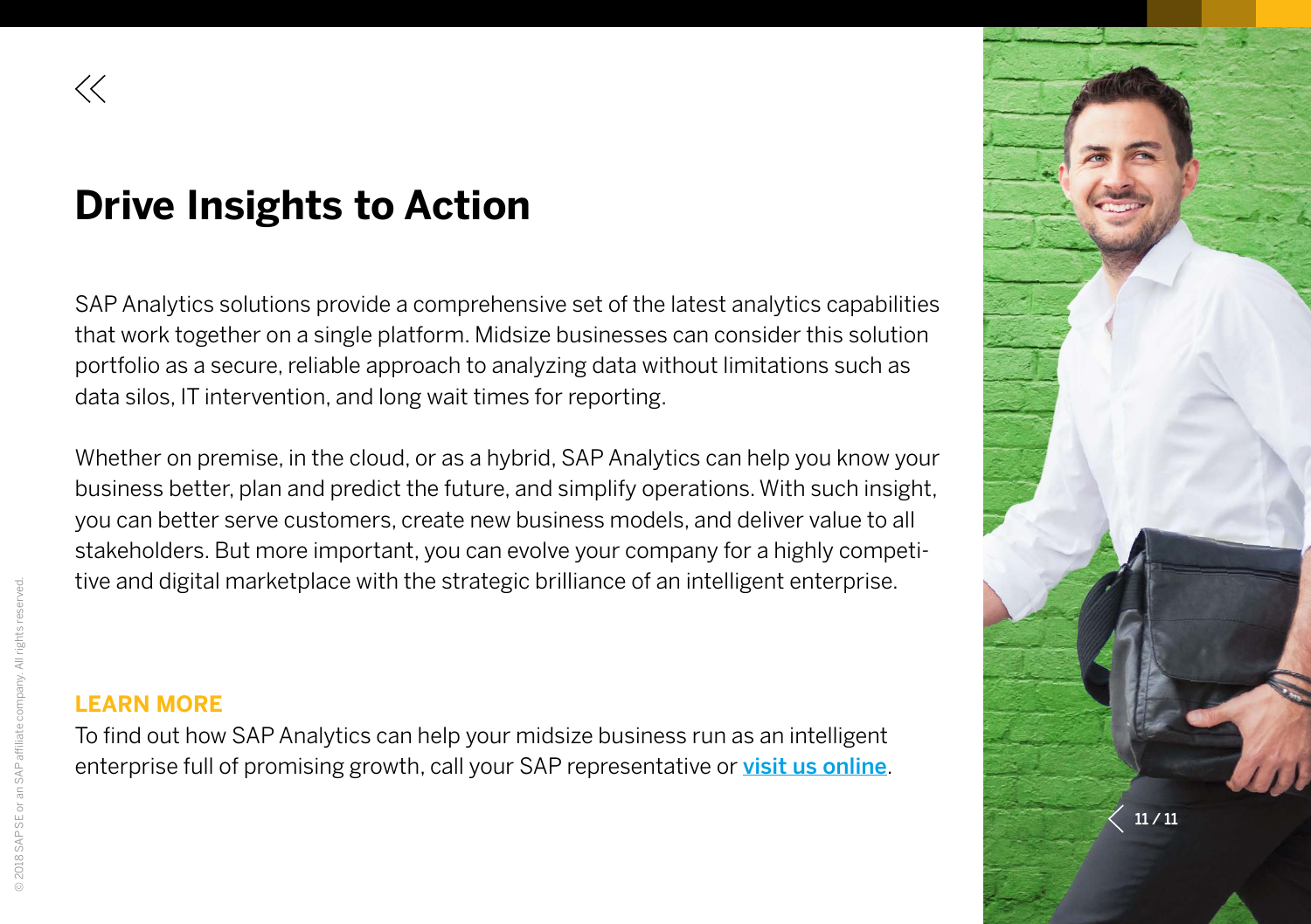# Drive Insights to Action

SAP Analytics solutions provide a comprehensive set of the latest analytics capabilities that work together on a single platform. Midsize businesses can consider this solution portfolio as a secure, reliable approach to analyzing data without limitations such as data silos, IT intervention, and long wait times for reporting.

Whether on premise, in the cloud, or as a hybrid, SAP Analytics can help you know your business better, plan and predict the future, and simplify operations. With such insight, you can better serve customers, create new business models, and deliver value to all stakeholders. But more important, you can evolve your company for a highly competitive and digital marketplace with the strategic brilliance of an intelligent enterprise.

**LEARN MORE**

To find out how SAP Analytics can help your midsize business run as an intelligent enterprise full of promising growth, call your SAP representative or **visit us online**.

© 2018 SAP SE or an SAP affiliate company. All rights reserved.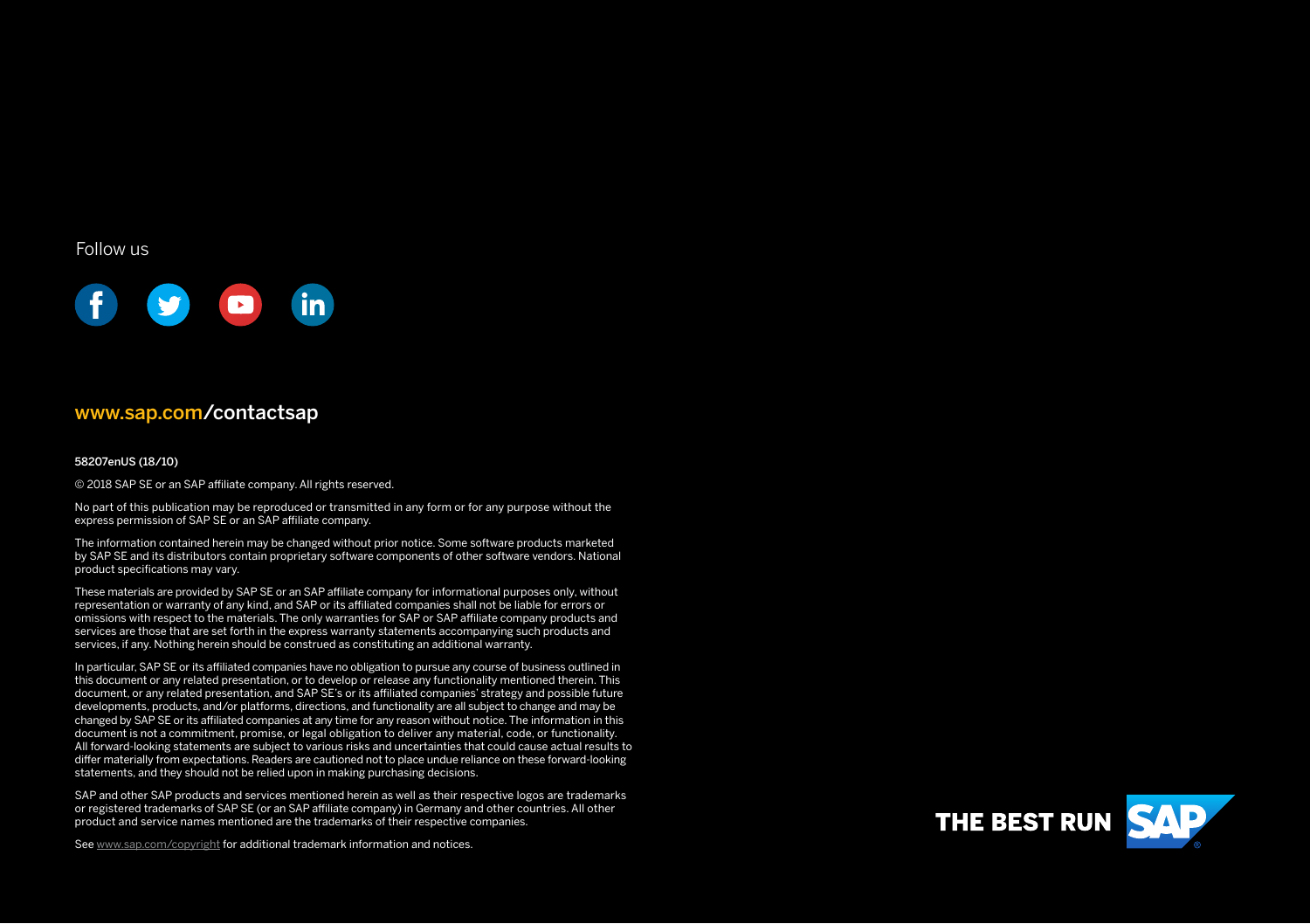Follow us

www.sap.com/contactsap

58207enUS (18/10)

© 2018 SAP SE or an SAP affiliate company. All rights reserved.

No part of this publication may be reproduced or transmitted in any form or for any purpose without the express permission of SAP SE or an SAP affiliate company.

The information contained herein may be changed without prior notice. Some software products marketed by SAP SE and its distributors contain proprietary software components of other software vendors. National product specifications may vary.

These materials are provided by SAP SE or an SAP affiliate company for informational purposes only, without representation or warranty of any kind, and SAP or its affiliated companies shall not be liable for errors or omissions with respect to the materials. The only warranties for SAP or SAP affiliate company products and services are those that are set forth in the express warranty statements accompanying such products and services, if any. Nothing herein should be construed as constituting an additional warranty.

In particular, SAP SE or its affiliated companies have no obligation to pursue any course of business outlined in this document or any related presentation, or to develop or release any functionality mentioned therein. This document, or any related presentation, and SAP SE's or its affiliated companies' strategy and possible future developments, products, and/or platforms, directions, and functionality are all subject to change and may be changed by SAP SE or its affiliated companies at any time for any reason without notice. The information in this document is not a commitment, promise, or legal obligation to deliver any material, code, or functionality. All forward-looking statements are subject to various risks and uncertainties that could cause actual results to differ materially from expectations. Readers are cautioned not to place undue reliance on these forward-looking statements, and they should not be relied upon in making purchasing decisions.

SAP and other SAP products and services mentioned herein as well as their respective logos are trademarks or registered trademarks of SAP SE (or an SAP affiliate company) in Germany and other countries. All other product and service names mentioned are the trademarks of their respective companies.

See www.sap.com/copyright for additional trademark information and notices.

THE BEST RUN SAP